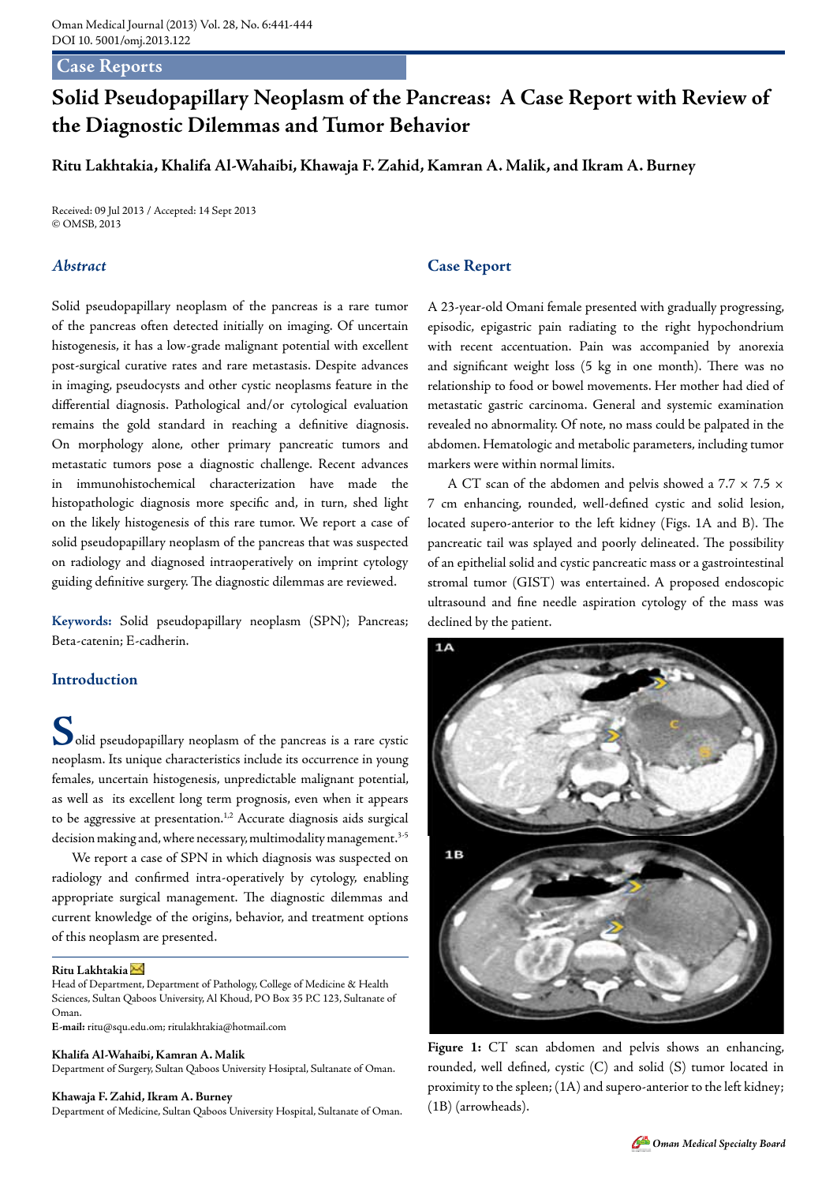## Case Reports

# Solid Pseudopapillary Neoplasm of the Pancreas: A Case Report with Review of the Diagnostic Dilemmas and Tumor Behavior

**Ritu Lakhtakia, Khalifa Al-Wahaibi, Khawaja F. Zahid, Kamran A. Malik, and Ikram A. Burney**

Received: 09 Jul 2013 / Accepted: 14 Sept 2013
© OMSB, 2013

### *Abstract*

Solid pseudopapillary neoplasm of the pancreas is a rare tumor of the pancreas often detected initially on imaging. Of uncertain histogenesis, it has a low-grade malignant potential with excellent post-surgical curative rates and rare metastasis. Despite advances in imaging, pseudocysts and other cystic neoplasms feature in the differential diagnosis. Pathological and/or cytological evaluation remains the gold standard in reaching a definitive diagnosis. On morphology alone, other primary pancreatic tumors and metastatic tumors pose a diagnostic challenge. Recent advances in immunohistochemical characterization have made the histopathologic diagnosis more specific and, in turn, shed light on the likely histogenesis of this rare tumor. We report a case of solid pseudopapillary neoplasm of the pancreas that was suspected on radiology and diagnosed intraoperatively on imprint cytology guiding definitive surgery. The diagnostic dilemmas are reviewed.

**Keywords:** Solid pseudopapillary neoplasm (SPN); Pancreas; Beta-catenin; E-cadherin.

### Introduction

Solid pseudopapillary neoplasm of the pancreas is a rare cystic neoplasm. Its unique characteristics include its occurrence in young females, uncertain histogenesis, unpredictable malignant potential, as well as its excellent long term prognosis, even when it appears to be aggressive at presentation.[1,2] Accurate diagnosis aids surgical decision making and, where necessary, multimodality management.[3-5]

We report a case of SPN in which diagnosis was suspected on radiology and confirmed intra-operatively by cytology, enabling appropriate surgical management. The diagnostic dilemmas and current knowledge of the origins, behavior, and treatment options of this neoplasm are presented.

**Ritu Lakhtakia**
Head of Department, Department of Pathology, College of Medicine & Health Sciences, Sultan Qaboos University, Al Khoud, PO Box 35 P.C 123, Sultanate of Oman.
**E-mail:** ritu@squ.edu.om; ritulakhtakia@hotmail.com

**Khalifa Al-Wahaibi, Kamran A. Malik**
Department of Surgery, Sultan Qaboos University Hospital, Sultanate of Oman.

**Khawaja F. Zahid, Ikram A. Burney**
Department of Medicine, Sultan Qaboos University Hospital, Sultanate of Oman.

### Case Report

A 23-year-old Omani female presented with gradually progressing, episodic, epigastric pain radiating to the right hypochondrium with recent accentuation. Pain was accompanied by anorexia and significant weight loss (5 kg in one month). There was no relationship to food or bowel movements. Her mother had died of metastatic gastric carcinoma. General and systemic examination revealed no abnormality. Of note, no mass could be palpated in the abdomen. Hematologic and metabolic parameters, including tumor markers were within normal limits.

A CT scan of the abdomen and pelvis showed a 7.7 × 7.5 × 7 cm enhancing, rounded, well-defined cystic and solid lesion, located supero-anterior to the left kidney (Figs. 1A and B). The pancreatic tail was splayed and poorly delineated. The possibility of an epithelial solid and cystic pancreatic mass or a gastrointestinal stromal tumor (GIST) was entertained. A proposed endoscopic ultrasound and fine needle aspiration cytology of the mass was declined by the patient.

**Figure 1:** CT scan abdomen and pelvis shows an enhancing, rounded, well defined, cystic (C) and solid (S) tumor located in proximity to the spleen; (1A) and supero-anterior to the left kidney; (1B) (arrowheads).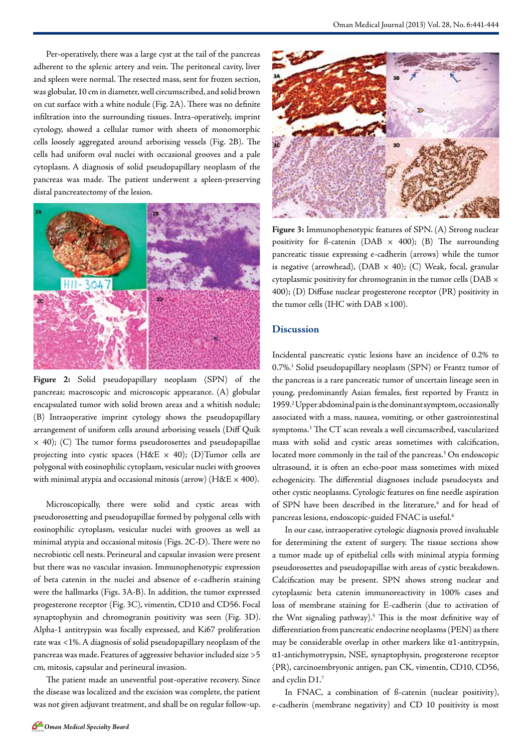Per-operatively, there was a large cyst at the tail of the pancreas adherent to the splenic artery and vein. The peritoneal cavity, liver and spleen were normal. The resected mass, sent for frozen section, was globular, 10 cm in diameter, well circumscribed, and solid brown on cut surface with a white nodule (Fig. 2A). There was no definite infiltration into the surrounding tissues. Intra-operatively, imprint cytology, showed a cellular tumor with sheets of monomorphic cells loosely aggregated around arborising vessels (Fig. 2B). The cells had uniform oval nuclei with occasional grooves and a pale cytoplasm. A diagnosis of solid pseudopapillary neoplasm of the pancreas was made. The patient underwent a spleen-preserving distal pancreatectomy of the lesion.

**Figure 2:** Solid pseudopapillary neoplasm (SPN) of the pancreas; macroscopic and microscopic appearance. (A) globular encapsulated tumor with solid brown areas and a whitish nodule; (B) Intraoperative imprint cytology shows the pseudopapillary arrangement of uniform cells around arborising vessels (Diff Quik × 40); (C) The tumor forms pseudorosettes and pseudopapillae projecting into cystic spaces (H&E × 40); (D)Tumor cells are polygonal with eosinophilic cytoplasm, vesicular nuclei with grooves with minimal atypia and occasional mitosis (arrow) (H&E × 400).

Microscopically, there were solid and cystic areas with pseudorosetting and pseudopapillae formed by polygonal cells with eosinophilic cytoplasm, vesicular nuclei with grooves as well as minimal atypia and occasional mitosis (Figs. 2C-D). There were no necrobiotic cell nests. Perineural and capsular invasion were present but there was no vascular invasion. Immunophenotypic expression of beta catenin in the nuclei and absence of e-cadherin staining were the hallmarks (Figs. 3A-B). In addition, the tumor expressed progesterone receptor (Fig. 3C), vimentin, CD10 and CD56. Focal synaptophysin and chromogranin positivity was seen (Fig. 3D). Alpha-1 antitrypsin was focally expressed, and Ki67 proliferation rate was <1%. A diagnosis of solid pseudopapillary neoplasm of the pancreas was made. Features of aggressive behavior included size >5 cm, mitosis, capsular and perineural invasion.

The patient made an uneventful post-operative recovery. Since the disease was localized and the excision was complete, the patient was not given adjuvant treatment, and shall be on regular follow-up.

**Figure 3:** Immunophenotypic features of SPN. (A) Strong nuclear positivity for ß-catenin (DAB × 400); (B) The surrounding pancreatic tissue expressing e-cadherin (arrows) while the tumor is negative (arrowhead), (DAB × 40); (C) Weak, focal, granular cytoplasmic positivity for chromogranin in the tumor cells (DAB × 400); (D) Diffuse nuclear progesterone receptor (PR) positivity in the tumor cells (IHC with DAB ×100).

## Discussion

Incidental pancreatic cystic lesions have an incidence of 0.2% to 0.7%.[1] Solid pseudopapillary neoplasm (SPN) or Frantz tumor of the pancreas is a rare pancreatic tumor of uncertain lineage seen in young, predominantly Asian females, first reported by Frantz in 1959.[2] Upper abdominal pain is the dominant symptom, occasionally associated with a mass, nausea, vomiting, or other gastrointestinal symptoms.[3] The CT scan reveals a well circumscribed, vascularized mass with solid and cystic areas sometimes with calcification, located more commonly in the tail of the pancreas.[3] On endoscopic ultrasound, it is often an echo-poor mass sometimes with mixed echogenicity. The differential diagnoses include pseudocysts and other cystic neoplasms. Cytologic features on fine needle aspiration of SPN have been described in the literature,[4] and for head of pancreas lesions, endoscopic-guided FNAC is useful.[6]

In our case, intraoperative cytologic diagnosis proved invaluable for determining the extent of surgery. The tissue sections show a tumor made up of epithelial cells with minimal atypia forming pseudorosettes and pseudopapillae with areas of cystic breakdown. Calcification may be present. SPN shows strong nuclear and cytoplasmic beta catenin immunoreactivity in 100% cases and loss of membrane staining for E-cadherin (due to activation of the Wnt signaling pathway).[5] This is the most definitive way of differentiation from pancreatic endocrine neoplasms (PEN) as there may be considerable overlap in other markers like α1-antitrypsin, α1-antichymotrypsin, NSE, synaptophysin, progesterone receptor (PR), carcinoembryonic antigen, pan CK, vimentin, CD10, CD56, and cyclin D1.[7]

In FNAC, a combination of ß-catenin (nuclear positivity), e-cadherin (membrane negativity) and CD 10 positivity is most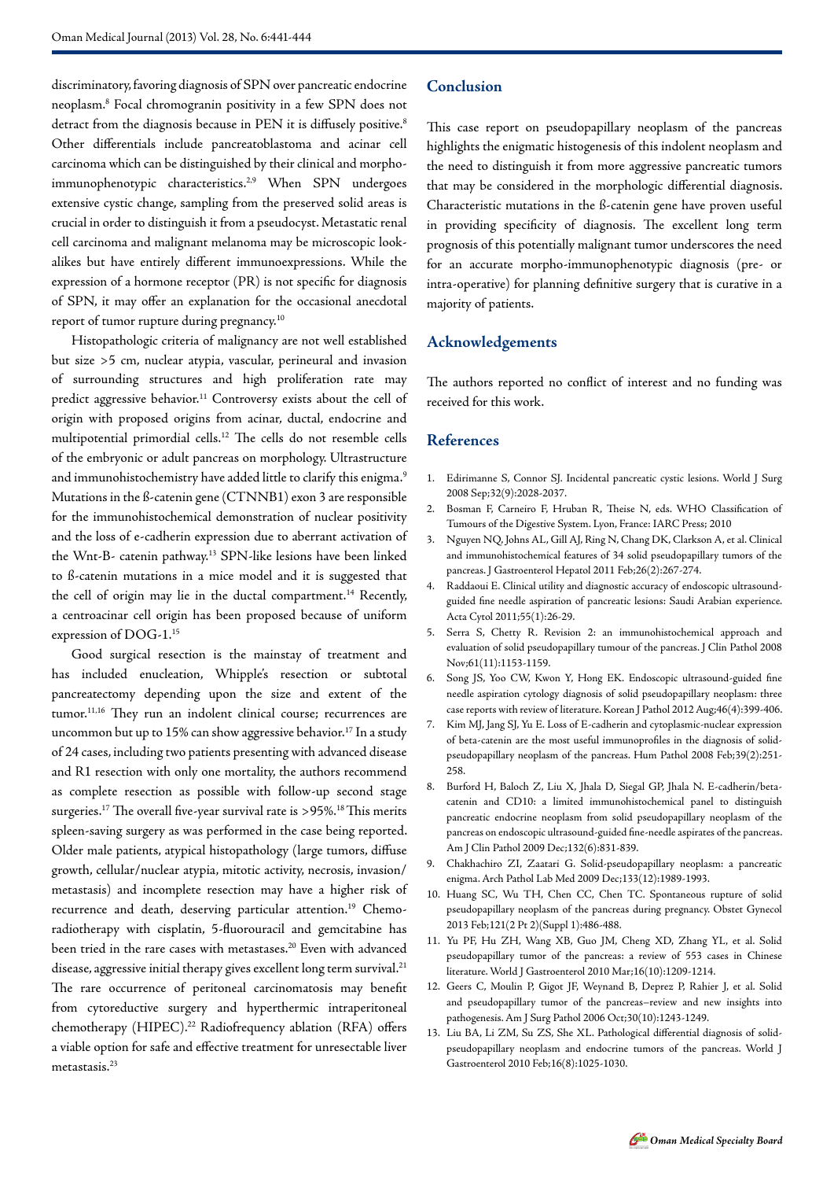discriminatory, favoring diagnosis of SPN over pancreatic endocrine neoplasm.[8] Focal chromogranin positivity in a few SPN does not detract from the diagnosis because in PEN it is diffusely positive.[8] Other differentials include pancreatoblastoma and acinar cell carcinoma which can be distinguished by their clinical and morpho-immunophenotypic characteristics.[2,9] When SPN undergoes extensive cystic change, sampling from the preserved solid areas is crucial in order to distinguish it from a pseudocyst. Metastatic renal cell carcinoma and malignant melanoma may be microscopic look-alikes but have entirely different immunoexpressions. While the expression of a hormone receptor (PR) is not specific for diagnosis of SPN, it may offer an explanation for the occasional anecdotal report of tumor rupture during pregnancy.[10]

Histopathologic criteria of malignancy are not well established but size >5 cm, nuclear atypia, vascular, perineural and invasion of surrounding structures and high proliferation rate may predict aggressive behavior.[11] Controversy exists about the cell of origin with proposed origins from acinar, ductal, endocrine and multipotential primordial cells.[12] The cells do not resemble cells of the embryonic or adult pancreas on morphology. Ultrastructure and immunohistochemistry have added little to clarify this enigma.[9] Mutations in the ß-catenin gene (CTNNB1) exon 3 are responsible for the immunohistochemical demonstration of nuclear positivity and the loss of e-cadherin expression due to aberrant activation of the Wnt-B- catenin pathway.[13] SPN-like lesions have been linked to ß-catenin mutations in a mice model and it is suggested that the cell of origin may lie in the ductal compartment.[14] Recently, a centroacinar cell origin has been proposed because of uniform expression of DOG-1.[15]

Good surgical resection is the mainstay of treatment and has included enucleation, Whipple's resection or subtotal pancreatectomy depending upon the size and extent of the tumor.[11,16] They run an indolent clinical course; recurrences are uncommon but up to 15% can show aggressive behavior.[17] In a study of 24 cases, including two patients presenting with advanced disease and R1 resection with only one mortality, the authors recommend as complete resection as possible with follow-up second stage surgeries.[17] The overall five-year survival rate is >95%.[18] This merits spleen-saving surgery as was performed in the case being reported. Older male patients, atypical histopathology (large tumors, diffuse growth, cellular/nuclear atypia, mitotic activity, necrosis, invasion/metastasis) and incomplete resection may have a higher risk of recurrence and death, deserving particular attention.[19] Chemo-radiotherapy with cisplatin, 5-fluorouracil and gemcitabine has been tried in the rare cases with metastases.[20] Even with advanced disease, aggressive initial therapy gives excellent long term survival.[21] The rare occurrence of peritoneal carcinomatosis may benefit from cytoreductive surgery and hyperthermic intraperitoneal chemotherapy (HIPEC).[22] Radiofrequency ablation (RFA) offers a viable option for safe and effective treatment for unresectable liver metastasis.[23]

## Conclusion

This case report on pseudopapillary neoplasm of the pancreas highlights the enigmatic histogenesis of this indolent neoplasm and the need to distinguish it from more aggressive pancreatic tumors that may be considered in the morphologic differential diagnosis. Characteristic mutations in the ß-catenin gene have proven useful in providing specificity of diagnosis. The excellent long term prognosis of this potentially malignant tumor underscores the need for an accurate morpho-immunophenotypic diagnosis (pre- or intra-operative) for planning definitive surgery that is curative in a majority of patients.

## Acknowledgements

The authors reported no conflict of interest and no funding was received for this work.

## References

1. Edirimanne S, Connor SJ. Incidental pancreatic cystic lesions. World J Surg 2008 Sep;32(9):2028-2037.
2. Bosman F, Carneiro F, Hruban R, Theise N, eds. WHO Classification of Tumours of the Digestive System. Lyon, France: IARC Press; 2010
3. Nguyen NQ, Johns AL, Gill AJ, Ring N, Chang DK, Clarkson A, et al. Clinical and immunohistochemical features of 34 solid pseudopapillary tumors of the pancreas. J Gastroenterol Hepatol 2011 Feb;26(2):267-274.
4. Raddaoui E. Clinical utility and diagnostic accuracy of endoscopic ultrasound-guided fine needle aspiration of pancreatic lesions: Saudi Arabian experience. Acta Cytol 2011;55(1):26-29.
5. Serra S, Chetty R. Revision 2: an immunohistochemical approach and evaluation of solid pseudopapillary tumour of the pancreas. J Clin Pathol 2008 Nov;61(11):1153-1159.
6. Song JS, Yoo CW, Kwon Y, Hong EK. Endoscopic ultrasound-guided fine needle aspiration cytology diagnosis of solid pseudopapillary neoplasm: three case reports with review of literature. Korean J Pathol 2012 Aug;46(4):399-406.
7. Kim MJ, Jang SJ, Yu E. Loss of E-cadherin and cytoplasmic-nuclear expression of beta-catenin are the most useful immunoprofiles in the diagnosis of solid-pseudopapillary neoplasm of the pancreas. Hum Pathol 2008 Feb;39(2):251-258.
8. Burford H, Baloch Z, Liu X, Jhala D, Siegal GP, Jhala N. E-cadherin/beta-catenin and CD10: a limited immunohistochemical panel to distinguish pancreatic endocrine neoplasm from solid pseudopapillary neoplasm of the pancreas on endoscopic ultrasound-guided fine-needle aspirates of the pancreas. Am J Clin Pathol 2009 Dec;132(6):831-839.
9. Chakhachiro ZI, Zaatari G. Solid-pseudopapillary neoplasm: a pancreatic enigma. Arch Pathol Lab Med 2009 Dec;133(12):1989-1993.
10. Huang SC, Wu TH, Chen CC, Chen TC. Spontaneous rupture of solid pseudopapillary neoplasm of the pancreas during pregnancy. Obstet Gynecol 2013 Feb;121(2 Pt 2)(Suppl 1):486-488.
11. Yu PF, Hu ZH, Wang XB, Guo JM, Cheng XD, Zhang YL, et al. Solid pseudopapillary tumor of the pancreas: a review of 553 cases in Chinese literature. World J Gastroenterol 2010 Mar;16(10):1209-1214.
12. Geers C, Moulin P, Gigot JF, Weynand B, Deprez P, Rahier J, et al. Solid and pseudopapillary tumor of the pancreas–review and new insights into pathogenesis. Am J Surg Pathol 2006 Oct;30(10):1243-1249.
13. Liu BA, Li ZM, Su ZS, She XL. Pathological differential diagnosis of solid-pseudopapillary neoplasm and endocrine tumors of the pancreas. World J Gastroenterol 2010 Feb;16(8):1025-1030.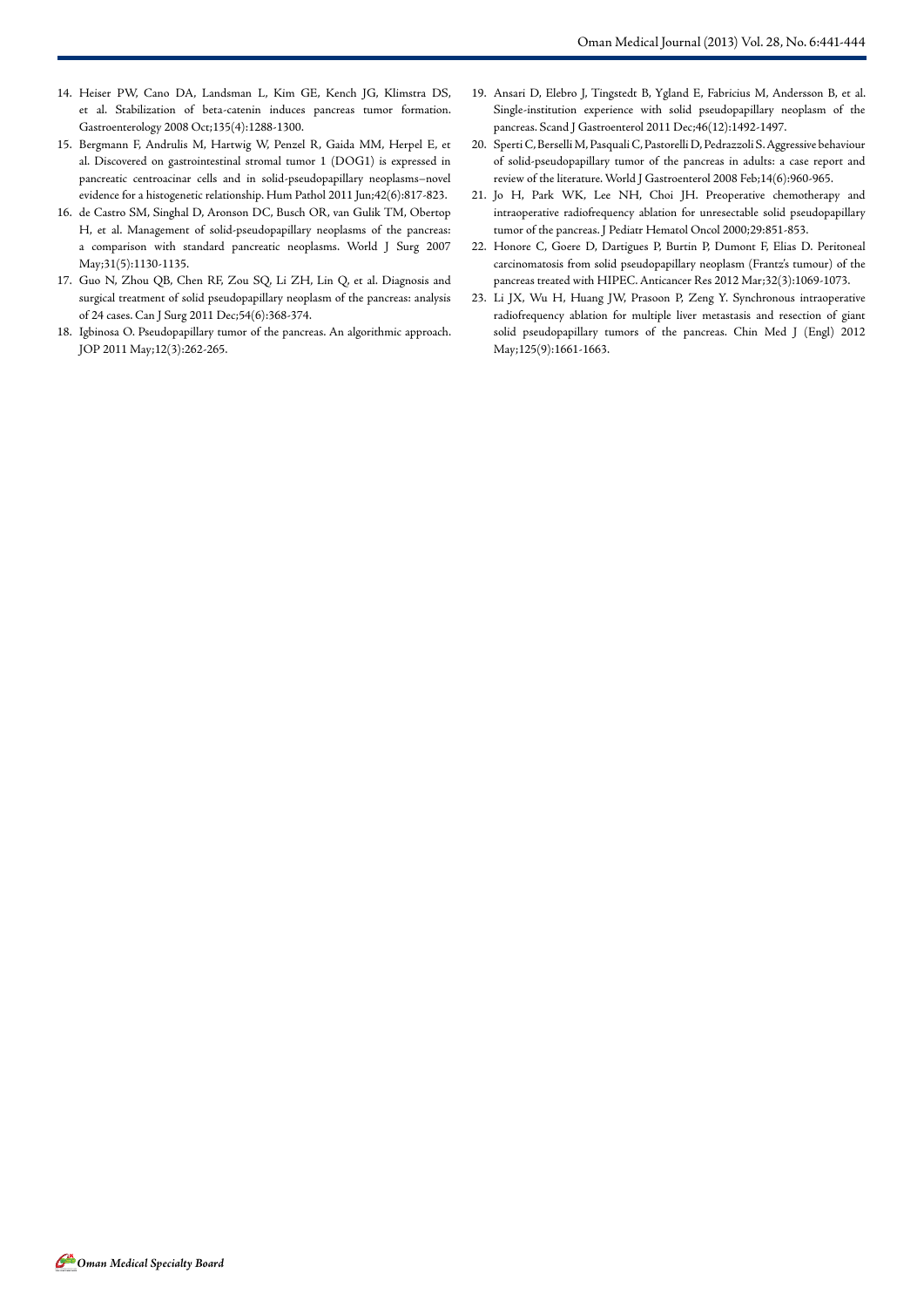14. Heiser PW, Cano DA, Landsman L, Kim GE, Kench JG, Klimstra DS, et al. Stabilization of beta-catenin induces pancreas tumor formation. Gastroenterology 2008 Oct;135(4):1288-1300.
15. Bergmann F, Andrulis M, Hartwig W, Penzel R, Gaida MM, Herpel E, et al. Discovered on gastrointestinal stromal tumor 1 (DOG1) is expressed in pancreatic centroacinar cells and in solid-pseudopapillary neoplasms–novel evidence for a histogenetic relationship. Hum Pathol 2011 Jun;42(6):817-823.
16. de Castro SM, Singhal D, Aronson DC, Busch OR, van Gulik TM, Obertop H, et al. Management of solid-pseudopapillary neoplasms of the pancreas: a comparison with standard pancreatic neoplasms. World J Surg 2007 May;31(5):1130-1135.
17. Guo N, Zhou QB, Chen RF, Zou SQ, Li ZH, Lin Q, et al. Diagnosis and surgical treatment of solid pseudopapillary neoplasm of the pancreas: analysis of 24 cases. Can J Surg 2011 Dec;54(6):368-374.
18. Igbinosa O. Pseudopapillary tumor of the pancreas. An algorithmic approach. JOP 2011 May;12(3):262-265.
19. Ansari D, Elebro J, Tingstedt B, Ygland E, Fabricius M, Andersson B, et al. Single-institution experience with solid pseudopapillary neoplasm of the pancreas. Scand J Gastroenterol 2011 Dec;46(12):1492-1497.
20. Sperti C, Berselli M, Pasquali C, Pastorelli D, Pedrazzoli S. Aggressive behaviour of solid-pseudopapillary tumor of the pancreas in adults: a case report and review of the literature. World J Gastroenterol 2008 Feb;14(6):960-965.
21. Jo H, Park WK, Lee NH, Choi JH. Preoperative chemotherapy and intraoperative radiofrequency ablation for unresectable solid pseudopapillary tumor of the pancreas. J Pediatr Hematol Oncol 2000;29:851-853.
22. Honore C, Goere D, Dartigues P, Burtin P, Dumont F, Elias D. Peritoneal carcinomatosis from solid pseudopapillary neoplasm (Frantz's tumour) of the pancreas treated with HIPEC. Anticancer Res 2012 Mar;32(3):1069-1073.
23. Li JX, Wu H, Huang JW, Prasoon P, Zeng Y. Synchronous intraoperative radiofrequency ablation for multiple liver metastasis and resection of giant solid pseudopapillary tumors of the pancreas. Chin Med J (Engl) 2012 May;125(9):1661-1663.